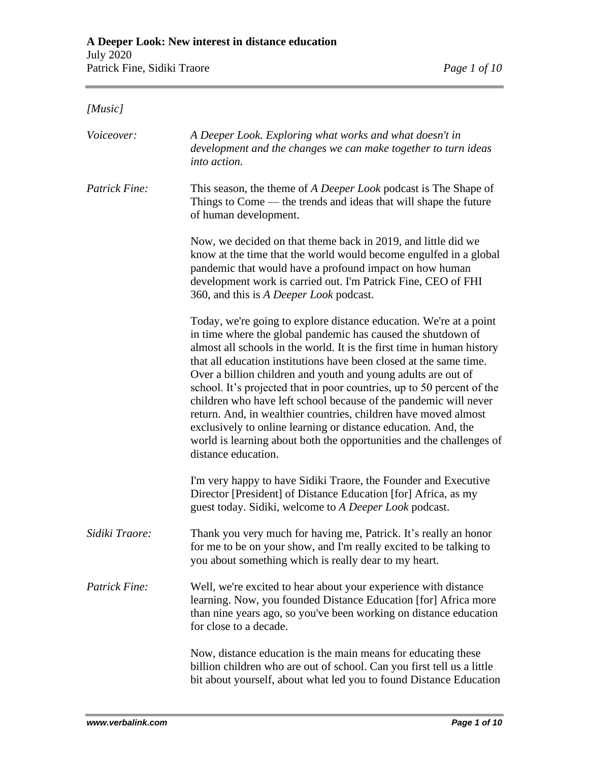# A Deeper Look: New interest in distance education

July 2020
Patrick Fine, Sidiki Traore

*[Music]*

*Voiceover:* *A Deeper Look. Exploring what works and what doesn't in development and the changes we can make together to turn ideas into action.*

*Patrick Fine:* This season, the theme of *A Deeper Look* podcast is The Shape of Things to Come — the trends and ideas that will shape the future of human development.

Now, we decided on that theme back in 2019, and little did we know at the time that the world would become engulfed in a global pandemic that would have a profound impact on how human development work is carried out. I'm Patrick Fine, CEO of FHI 360, and this is *A Deeper Look* podcast.

Today, we're going to explore distance education. We're at a point in time where the global pandemic has caused the shutdown of almost all schools in the world. It is the first time in human history that all education institutions have been closed at the same time. Over a billion children and youth and young adults are out of school. It's projected that in poor countries, up to 50 percent of the children who have left school because of the pandemic will never return. And, in wealthier countries, children have moved almost exclusively to online learning or distance education. And, the world is learning about both the opportunities and the challenges of distance education.

I'm very happy to have Sidiki Traore, the Founder and Executive Director [President] of Distance Education [for] Africa, as my guest today. Sidiki, welcome to *A Deeper Look* podcast.

*Sidiki Traore:* Thank you very much for having me, Patrick. It's really an honor for me to be on your show, and I'm really excited to be talking to you about something which is really dear to my heart.

*Patrick Fine:* Well, we're excited to hear about your experience with distance learning. Now, you founded Distance Education [for] Africa more than nine years ago, so you've been working on distance education for close to a decade.

Now, distance education is the main means for educating these billion children who are out of school. Can you first tell us a little bit about yourself, about what led you to found Distance Education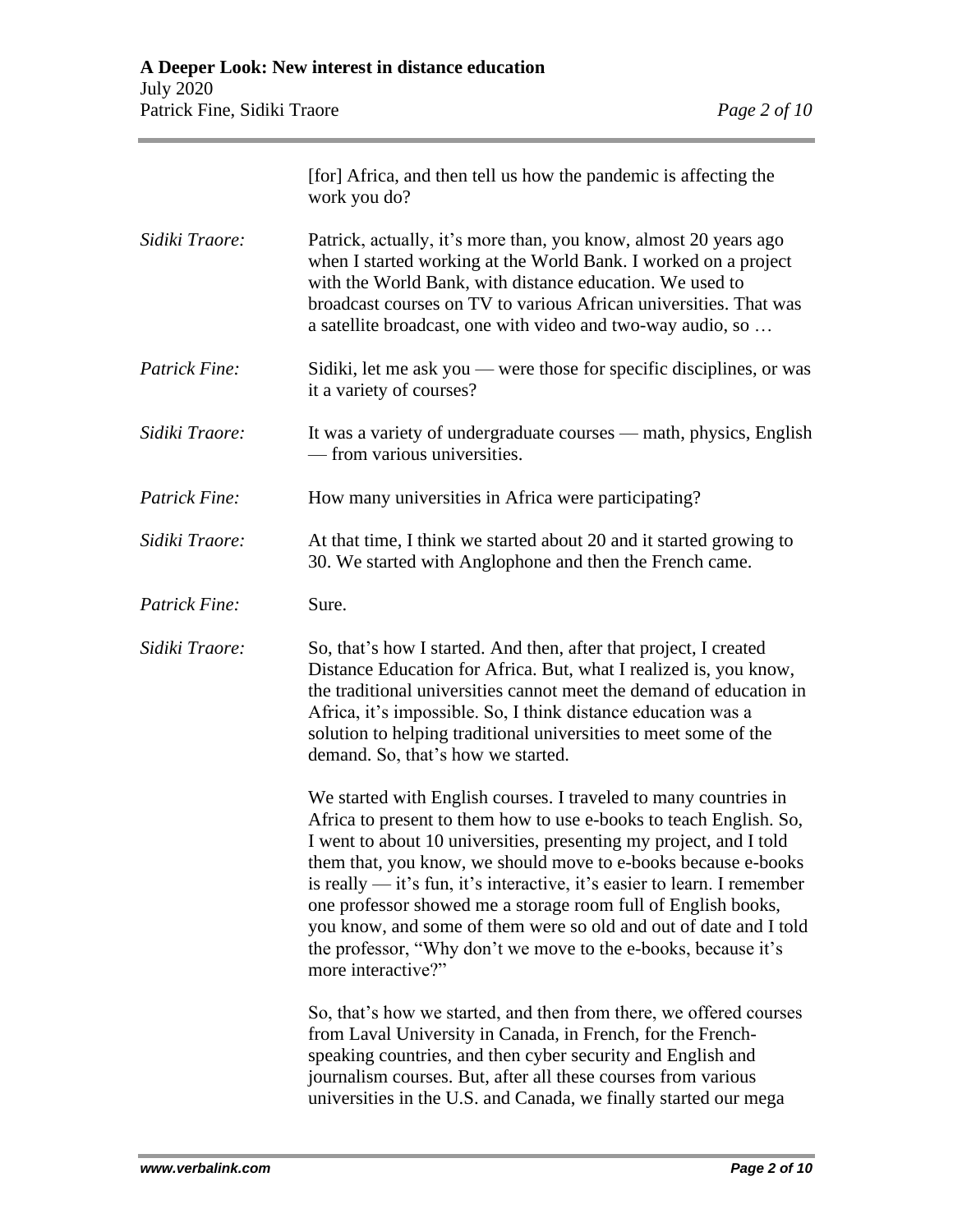[for] Africa, and then tell us how the pandemic is affecting the work you do?

*Sidiki Traore:* Patrick, actually, it's more than, you know, almost 20 years ago when I started working at the World Bank. I worked on a project with the World Bank, with distance education. We used to broadcast courses on TV to various African universities. That was a satellite broadcast, one with video and two-way audio, so …

*Patrick Fine:* Sidiki, let me ask you — were those for specific disciplines, or was it a variety of courses?

*Sidiki Traore:* It was a variety of undergraduate courses — math, physics, English — from various universities.

*Patrick Fine:* How many universities in Africa were participating?

*Sidiki Traore:* At that time, I think we started about 20 and it started growing to 30. We started with Anglophone and then the French came.

*Patrick Fine:* Sure.

*Sidiki Traore:* So, that's how I started. And then, after that project, I created Distance Education for Africa. But, what I realized is, you know, the traditional universities cannot meet the demand of education in Africa, it's impossible. So, I think distance education was a solution to helping traditional universities to meet some of the demand. So, that's how we started.

We started with English courses. I traveled to many countries in Africa to present to them how to use e-books to teach English. So, I went to about 10 universities, presenting my project, and I told them that, you know, we should move to e-books because e-books is really — it's fun, it's interactive, it's easier to learn. I remember one professor showed me a storage room full of English books, you know, and some of them were so old and out of date and I told the professor, "Why don't we move to the e-books, because it's more interactive?"

So, that's how we started, and then from there, we offered courses from Laval University in Canada, in French, for the French-speaking countries, and then cyber security and English and journalism courses. But, after all these courses from various universities in the U.S. and Canada, we finally started our mega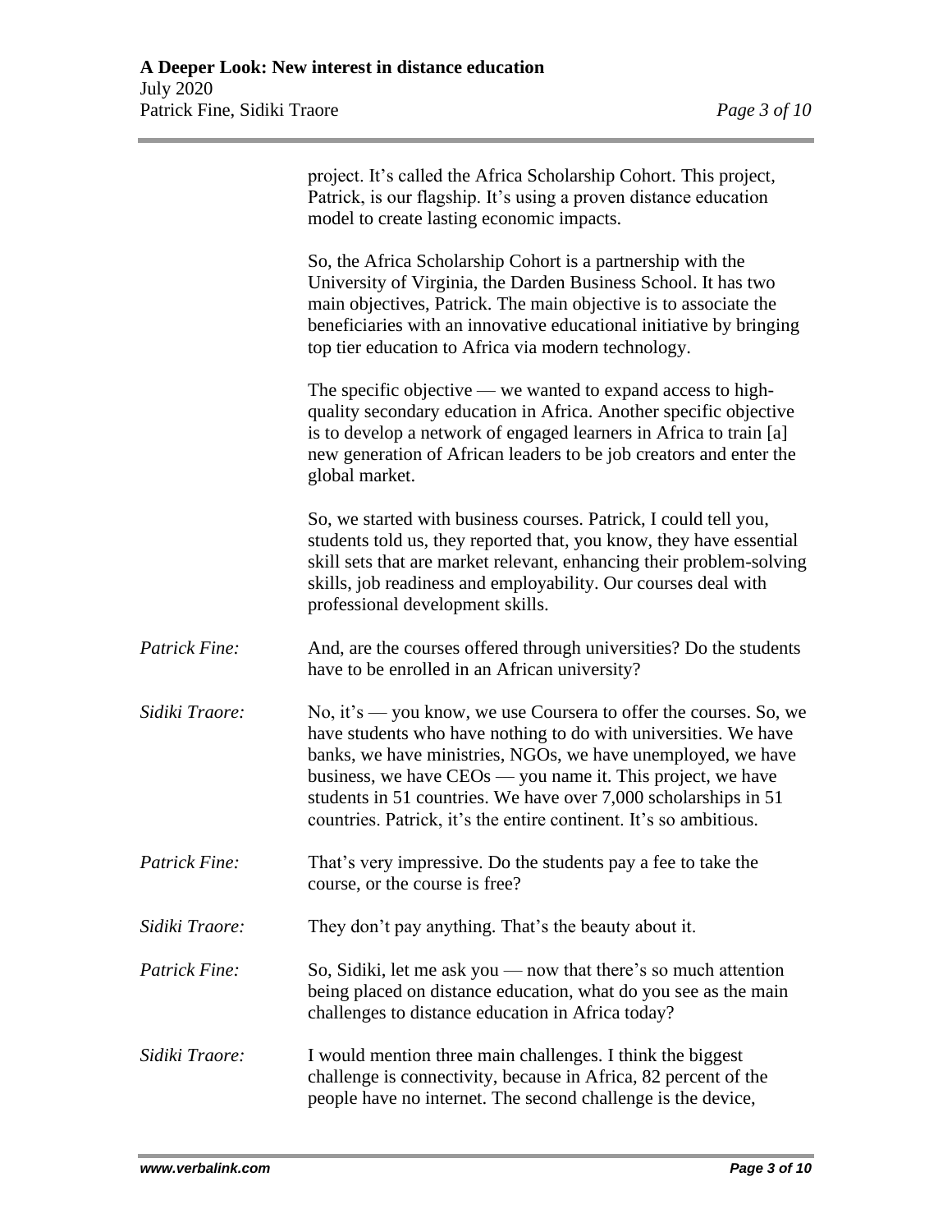project. It's called the Africa Scholarship Cohort. This project, Patrick, is our flagship. It's using a proven distance education model to create lasting economic impacts.

So, the Africa Scholarship Cohort is a partnership with the University of Virginia, the Darden Business School. It has two main objectives, Patrick. The main objective is to associate the beneficiaries with an innovative educational initiative by bringing top tier education to Africa via modern technology.

The specific objective — we wanted to expand access to high-quality secondary education in Africa. Another specific objective is to develop a network of engaged learners in Africa to train [a] new generation of African leaders to be job creators and enter the global market.

So, we started with business courses. Patrick, I could tell you, students told us, they reported that, you know, they have essential skill sets that are market relevant, enhancing their problem-solving skills, job readiness and employability. Our courses deal with professional development skills.

*Patrick Fine:* And, are the courses offered through universities? Do the students have to be enrolled in an African university?

*Sidiki Traore:* No, it's — you know, we use Coursera to offer the courses. So, we have students who have nothing to do with universities. We have banks, we have ministries, NGOs, we have unemployed, we have business, we have CEOs — you name it. This project, we have students in 51 countries. We have over 7,000 scholarships in 51 countries. Patrick, it's the entire continent. It's so ambitious.

*Patrick Fine:* That's very impressive. Do the students pay a fee to take the course, or the course is free?

*Sidiki Traore:* They don't pay anything. That's the beauty about it.

*Patrick Fine:* So, Sidiki, let me ask you — now that there's so much attention being placed on distance education, what do you see as the main challenges to distance education in Africa today?

*Sidiki Traore:* I would mention three main challenges. I think the biggest challenge is connectivity, because in Africa, 82 percent of the people have no internet. The second challenge is the device,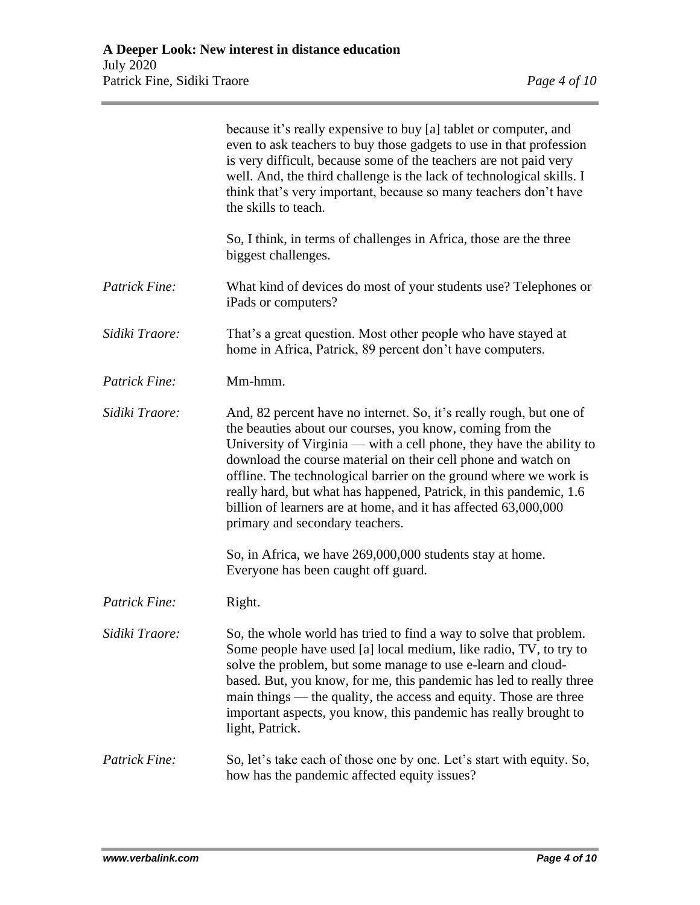because it's really expensive to buy [a] tablet or computer, and even to ask teachers to buy those gadgets to use in that profession is very difficult, because some of the teachers are not paid very well. And, the third challenge is the lack of technological skills. I think that's very important, because so many teachers don't have the skills to teach.

So, I think, in terms of challenges in Africa, those are the three biggest challenges.

*Patrick Fine:* What kind of devices do most of your students use? Telephones or iPads or computers?

*Sidiki Traore:* That's a great question. Most other people who have stayed at home in Africa, Patrick, 89 percent don't have computers.

*Patrick Fine:* Mm-hmm.

*Sidiki Traore:* And, 82 percent have no internet. So, it's really rough, but one of the beauties about our courses, you know, coming from the University of Virginia — with a cell phone, they have the ability to download the course material on their cell phone and watch on offline. The technological barrier on the ground where we work is really hard, but what has happened, Patrick, in this pandemic, 1.6 billion of learners are at home, and it has affected 63,000,000 primary and secondary teachers.

So, in Africa, we have 269,000,000 students stay at home. Everyone has been caught off guard.

*Patrick Fine:* Right.

*Sidiki Traore:* So, the whole world has tried to find a way to solve that problem. Some people have used [a] local medium, like radio, TV, to try to solve the problem, but some manage to use e-learn and cloud-based. But, you know, for me, this pandemic has led to really three main things — the quality, the access and equity. Those are three important aspects, you know, this pandemic has really brought to light, Patrick.

*Patrick Fine:* So, let's take each of those one by one. Let's start with equity. So, how has the pandemic affected equity issues?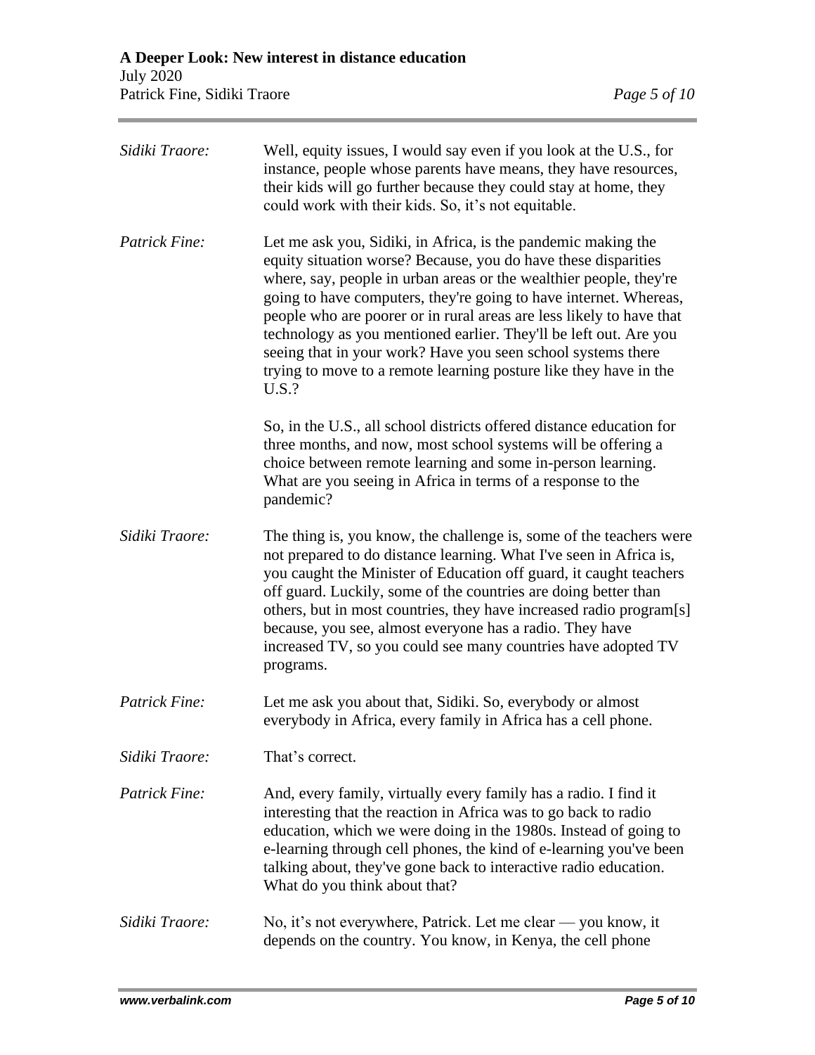*Sidiki Traore:* Well, equity issues, I would say even if you look at the U.S., for instance, people whose parents have means, they have resources, their kids will go further because they could stay at home, they could work with their kids. So, it's not equitable.

*Patrick Fine:* Let me ask you, Sidiki, in Africa, is the pandemic making the equity situation worse? Because, you do have these disparities where, say, people in urban areas or the wealthier people, they're going to have computers, they're going to have internet. Whereas, people who are poorer or in rural areas are less likely to have that technology as you mentioned earlier. They'll be left out. Are you seeing that in your work? Have you seen school systems there trying to move to a remote learning posture like they have in the U.S.?

So, in the U.S., all school districts offered distance education for three months, and now, most school systems will be offering a choice between remote learning and some in-person learning. What are you seeing in Africa in terms of a response to the pandemic?

*Sidiki Traore:* The thing is, you know, the challenge is, some of the teachers were not prepared to do distance learning. What I've seen in Africa is, you caught the Minister of Education off guard, it caught teachers off guard. Luckily, some of the countries are doing better than others, but in most countries, they have increased radio program[s] because, you see, almost everyone has a radio. They have increased TV, so you could see many countries have adopted TV programs.

*Patrick Fine:* Let me ask you about that, Sidiki. So, everybody or almost everybody in Africa, every family in Africa has a cell phone.

*Sidiki Traore:* That's correct.

*Patrick Fine:* And, every family, virtually every family has a radio. I find it interesting that the reaction in Africa was to go back to radio education, which we were doing in the 1980s. Instead of going to e-learning through cell phones, the kind of e-learning you've been talking about, they've gone back to interactive radio education. What do you think about that?

*Sidiki Traore:* No, it's not everywhere, Patrick. Let me clear — you know, it depends on the country. You know, in Kenya, the cell phone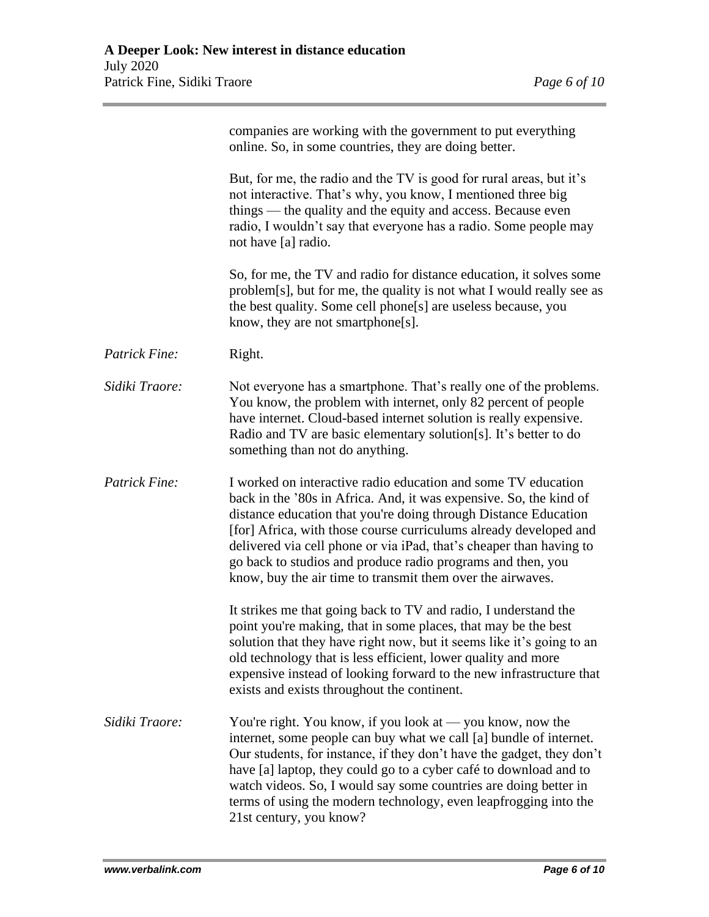companies are working with the government to put everything online. So, in some countries, they are doing better.

But, for me, the radio and the TV is good for rural areas, but it's not interactive. That's why, you know, I mentioned three big things — the quality and the equity and access. Because even radio, I wouldn't say that everyone has a radio. Some people may not have [a] radio.

So, for me, the TV and radio for distance education, it solves some problem[s], but for me, the quality is not what I would really see as the best quality. Some cell phone[s] are useless because, you know, they are not smartphone[s].

*Patrick Fine:* Right.

*Sidiki Traore:* Not everyone has a smartphone. That's really one of the problems. You know, the problem with internet, only 82 percent of people have internet. Cloud-based internet solution is really expensive. Radio and TV are basic elementary solution[s]. It's better to do something than not do anything.

*Patrick Fine:* I worked on interactive radio education and some TV education back in the '80s in Africa. And, it was expensive. So, the kind of distance education that you're doing through Distance Education [for] Africa, with those course curriculums already developed and delivered via cell phone or via iPad, that's cheaper than having to go back to studios and produce radio programs and then, you know, buy the air time to transmit them over the airwaves.

It strikes me that going back to TV and radio, I understand the point you're making, that in some places, that may be the best solution that they have right now, but it seems like it's going to an old technology that is less efficient, lower quality and more expensive instead of looking forward to the new infrastructure that exists and exists throughout the continent.

*Sidiki Traore:* You're right. You know, if you look at — you know, now the internet, some people can buy what we call [a] bundle of internet. Our students, for instance, if they don't have the gadget, they don't have [a] laptop, they could go to a cyber café to download and to watch videos. So, I would say some countries are doing better in terms of using the modern technology, even leapfrogging into the 21st century, you know?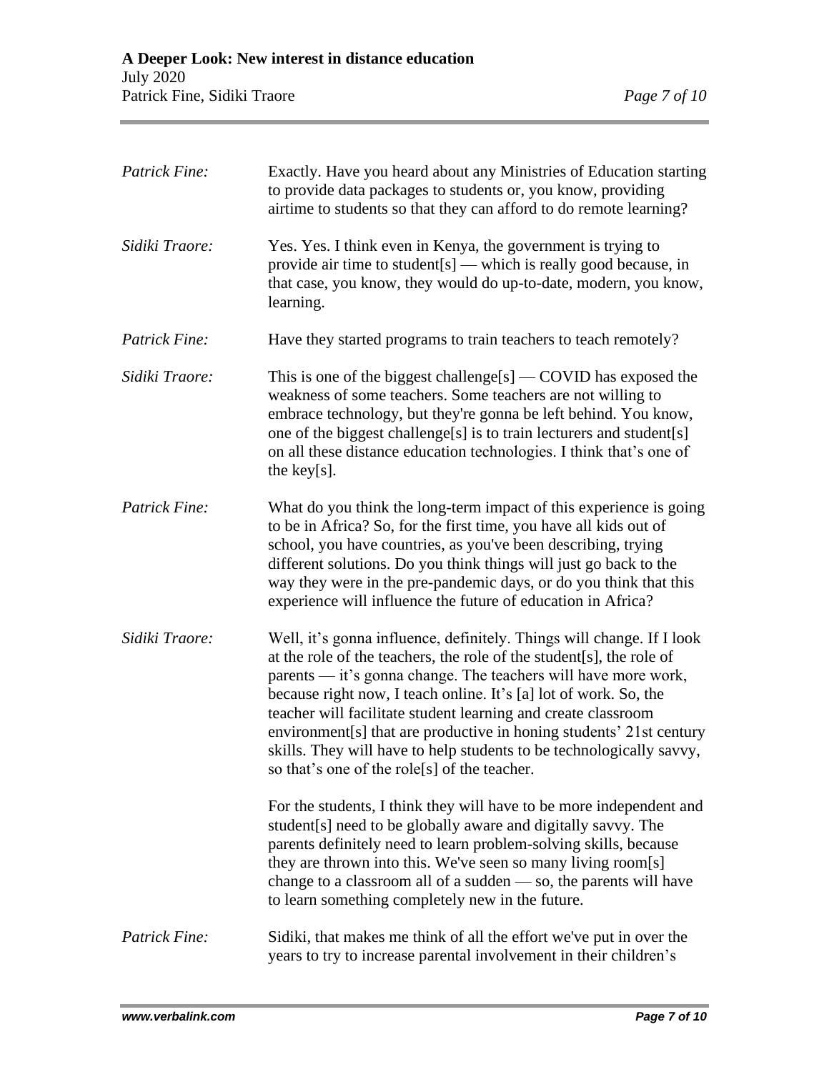*Patrick Fine:* Exactly. Have you heard about any Ministries of Education starting to provide data packages to students or, you know, providing airtime to students so that they can afford to do remote learning?

*Sidiki Traore:* Yes. Yes. I think even in Kenya, the government is trying to provide air time to student[s] — which is really good because, in that case, you know, they would do up-to-date, modern, you know, learning.

*Patrick Fine:* Have they started programs to train teachers to teach remotely?

*Sidiki Traore:* This is one of the biggest challenge[s] — COVID has exposed the weakness of some teachers. Some teachers are not willing to embrace technology, but they're gonna be left behind. You know, one of the biggest challenge[s] is to train lecturers and student[s] on all these distance education technologies. I think that's one of the key[s].

*Patrick Fine:* What do you think the long-term impact of this experience is going to be in Africa? So, for the first time, you have all kids out of school, you have countries, as you've been describing, trying different solutions. Do you think things will just go back to the way they were in the pre-pandemic days, or do you think that this experience will influence the future of education in Africa?

*Sidiki Traore:* Well, it's gonna influence, definitely. Things will change. If I look at the role of the teachers, the role of the student[s], the role of parents — it's gonna change. The teachers will have more work, because right now, I teach online. It's [a] lot of work. So, the teacher will facilitate student learning and create classroom environment[s] that are productive in honing students' 21st century skills. They will have to help students to be technologically savvy, so that's one of the role[s] of the teacher.

For the students, I think they will have to be more independent and student[s] need to be globally aware and digitally savvy. The parents definitely need to learn problem-solving skills, because they are thrown into this. We've seen so many living room[s] change to a classroom all of a sudden — so, the parents will have to learn something completely new in the future.

*Patrick Fine:* Sidiki, that makes me think of all the effort we've put in over the years to try to increase parental involvement in their children's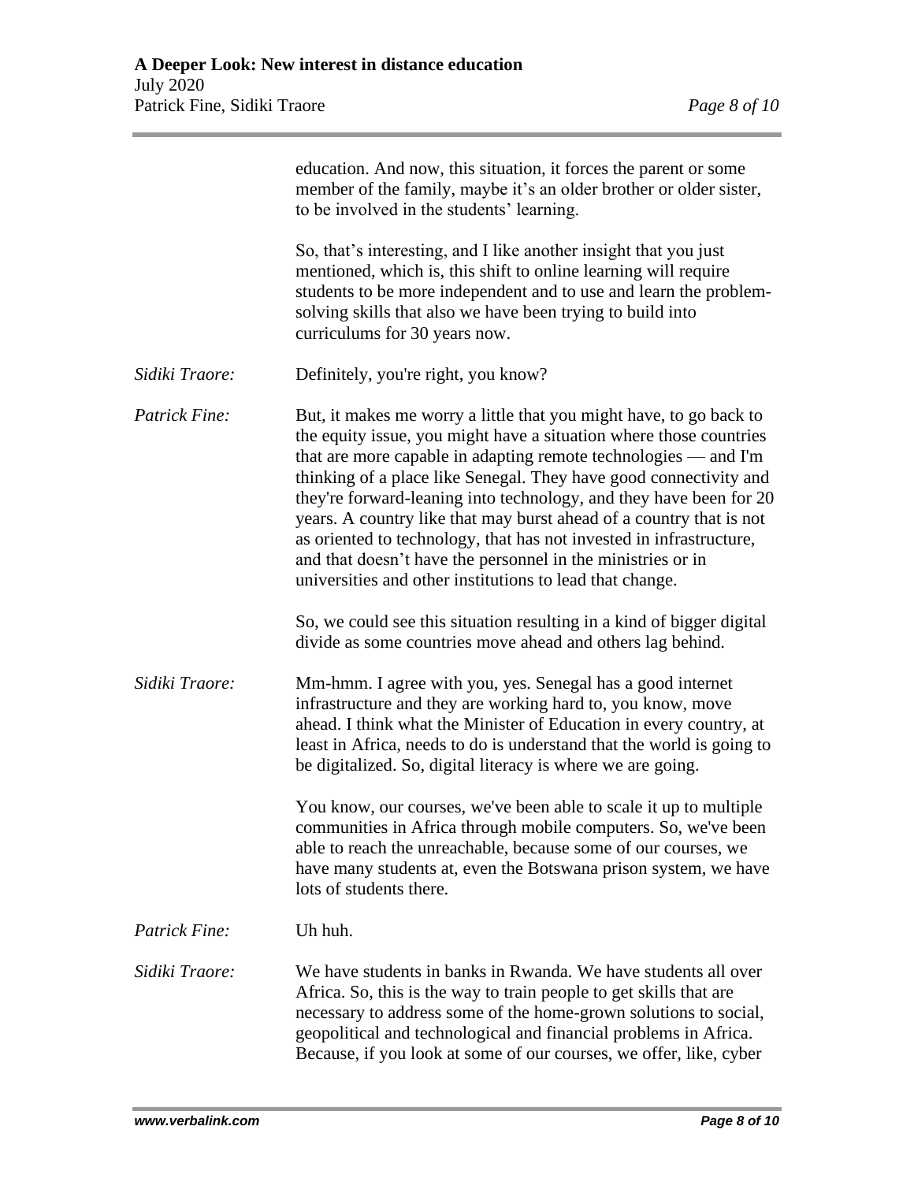education. And now, this situation, it forces the parent or some member of the family, maybe it's an older brother or older sister, to be involved in the students' learning.

So, that's interesting, and I like another insight that you just mentioned, which is, this shift to online learning will require students to be more independent and to use and learn the problem-solving skills that also we have been trying to build into curriculums for 30 years now.

*Sidiki Traore:* Definitely, you're right, you know?

*Patrick Fine:* But, it makes me worry a little that you might have, to go back to the equity issue, you might have a situation where those countries that are more capable in adapting remote technologies — and I'm thinking of a place like Senegal. They have good connectivity and they're forward-leaning into technology, and they have been for 20 years. A country like that may burst ahead of a country that is not as oriented to technology, that has not invested in infrastructure, and that doesn't have the personnel in the ministries or in universities and other institutions to lead that change.

So, we could see this situation resulting in a kind of bigger digital divide as some countries move ahead and others lag behind.

*Sidiki Traore:* Mm-hmm. I agree with you, yes. Senegal has a good internet infrastructure and they are working hard to, you know, move ahead. I think what the Minister of Education in every country, at least in Africa, needs to do is understand that the world is going to be digitalized. So, digital literacy is where we are going.

You know, our courses, we've been able to scale it up to multiple communities in Africa through mobile computers. So, we've been able to reach the unreachable, because some of our courses, we have many students at, even the Botswana prison system, we have lots of students there.

*Patrick Fine:* Uh huh.

*Sidiki Traore:* We have students in banks in Rwanda. We have students all over Africa. So, this is the way to train people to get skills that are necessary to address some of the home-grown solutions to social, geopolitical and technological and financial problems in Africa. Because, if you look at some of our courses, we offer, like, cyber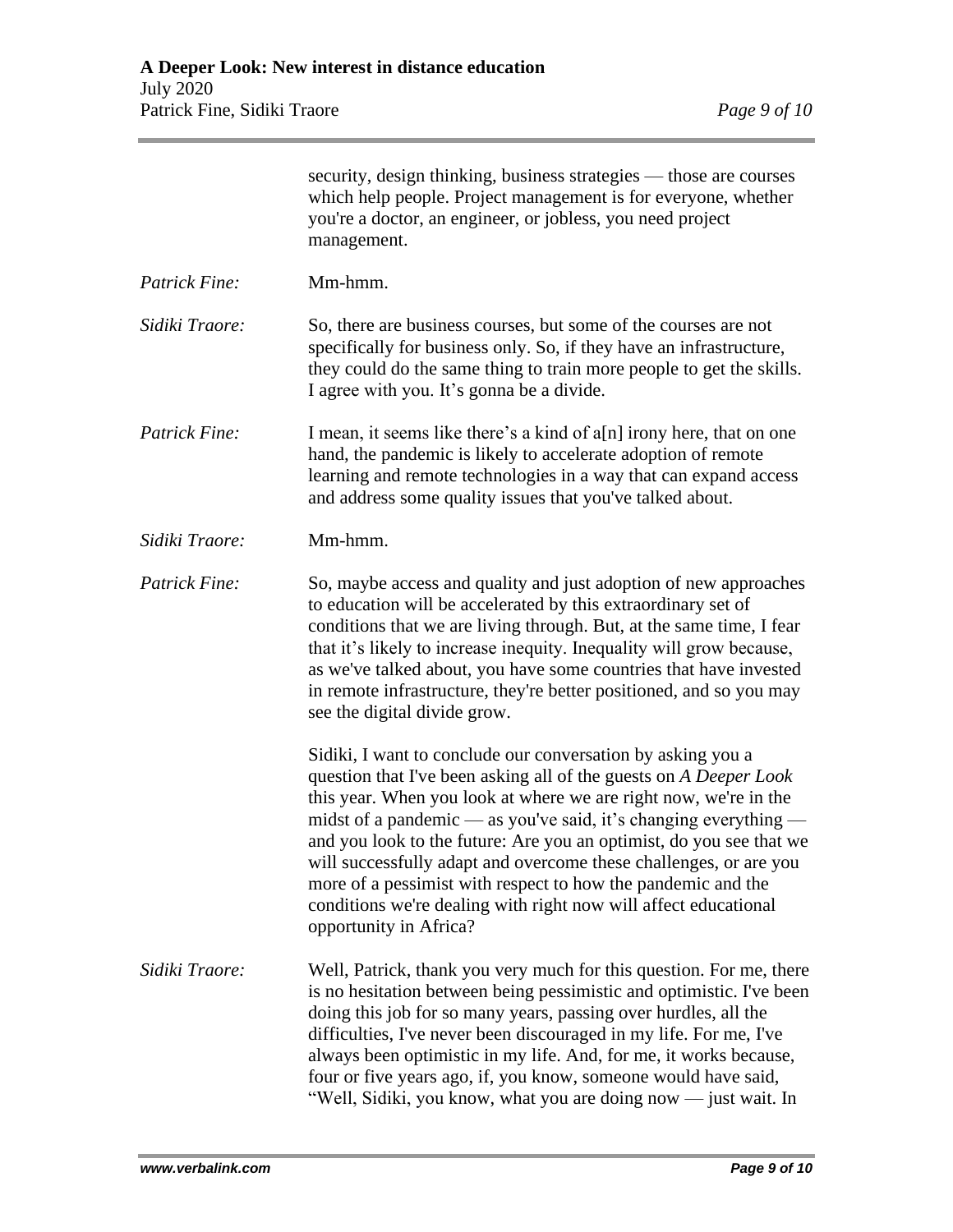security, design thinking, business strategies — those are courses which help people. Project management is for everyone, whether you're a doctor, an engineer, or jobless, you need project management.

*Patrick Fine:* Mm-hmm.

*Sidiki Traore:* So, there are business courses, but some of the courses are not specifically for business only. So, if they have an infrastructure, they could do the same thing to train more people to get the skills. I agree with you. It's gonna be a divide.

*Patrick Fine:* I mean, it seems like there's a kind of a[n] irony here, that on one hand, the pandemic is likely to accelerate adoption of remote learning and remote technologies in a way that can expand access and address some quality issues that you've talked about.

*Sidiki Traore:* Mm-hmm.

*Patrick Fine:* So, maybe access and quality and just adoption of new approaches to education will be accelerated by this extraordinary set of conditions that we are living through. But, at the same time, I fear that it's likely to increase inequity. Inequality will grow because, as we've talked about, you have some countries that have invested in remote infrastructure, they're better positioned, and so you may see the digital divide grow.

Sidiki, I want to conclude our conversation by asking you a question that I've been asking all of the guests on *A Deeper Look* this year. When you look at where we are right now, we're in the midst of a pandemic — as you've said, it's changing everything — and you look to the future: Are you an optimist, do you see that we will successfully adapt and overcome these challenges, or are you more of a pessimist with respect to how the pandemic and the conditions we're dealing with right now will affect educational opportunity in Africa?

*Sidiki Traore:* Well, Patrick, thank you very much for this question. For me, there is no hesitation between being pessimistic and optimistic. I've been doing this job for so many years, passing over hurdles, all the difficulties, I've never been discouraged in my life. For me, I've always been optimistic in my life. And, for me, it works because, four or five years ago, if, you know, someone would have said, "Well, Sidiki, you know, what you are doing now — just wait. In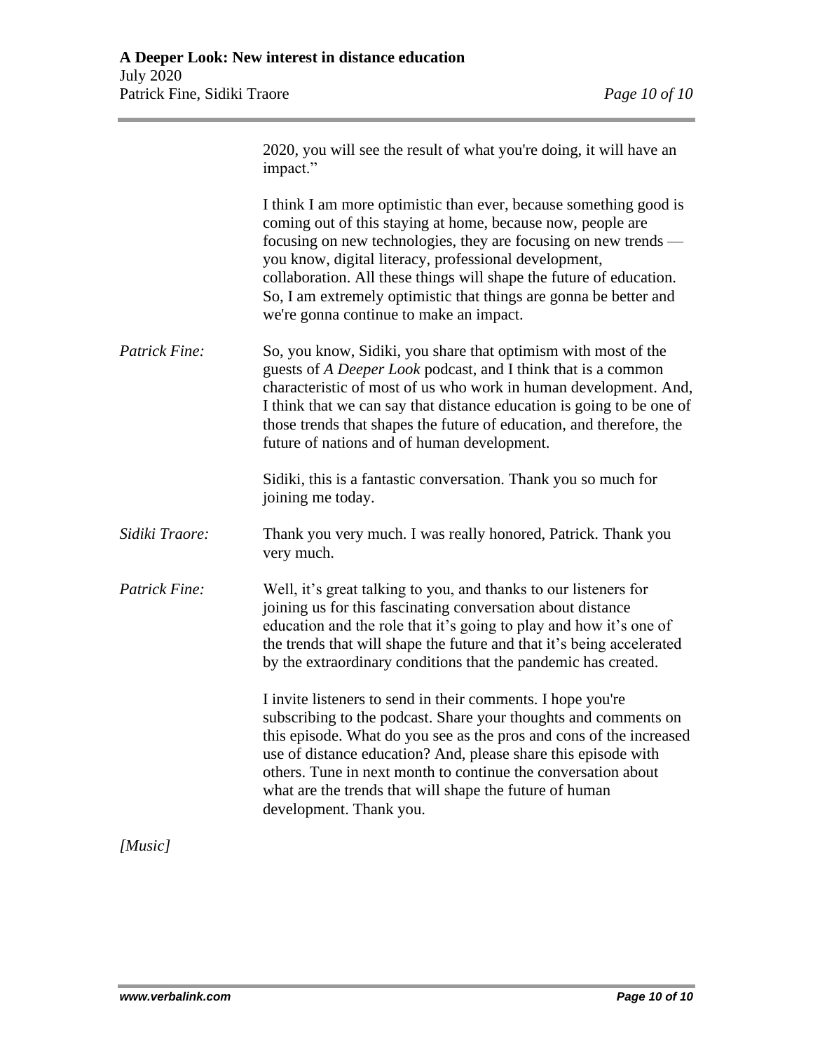2020, you will see the result of what you're doing, it will have an impact."

I think I am more optimistic than ever, because something good is coming out of this staying at home, because now, people are focusing on new technologies, they are focusing on new trends — you know, digital literacy, professional development, collaboration. All these things will shape the future of education. So, I am extremely optimistic that things are gonna be better and we're gonna continue to make an impact.

*Patrick Fine:* So, you know, Sidiki, you share that optimism with most of the guests of *A Deeper Look* podcast, and I think that is a common characteristic of most of us who work in human development. And, I think that we can say that distance education is going to be one of those trends that shapes the future of education, and therefore, the future of nations and of human development.

Sidiki, this is a fantastic conversation. Thank you so much for joining me today.

*Sidiki Traore:* Thank you very much. I was really honored, Patrick. Thank you very much.

*Patrick Fine:* Well, it's great talking to you, and thanks to our listeners for joining us for this fascinating conversation about distance education and the role that it's going to play and how it's one of the trends that will shape the future and that it's being accelerated by the extraordinary conditions that the pandemic has created.

I invite listeners to send in their comments. I hope you're subscribing to the podcast. Share your thoughts and comments on this episode. What do you see as the pros and cons of the increased use of distance education? And, please share this episode with others. Tune in next month to continue the conversation about what are the trends that will shape the future of human development. Thank you.

*[Music]*